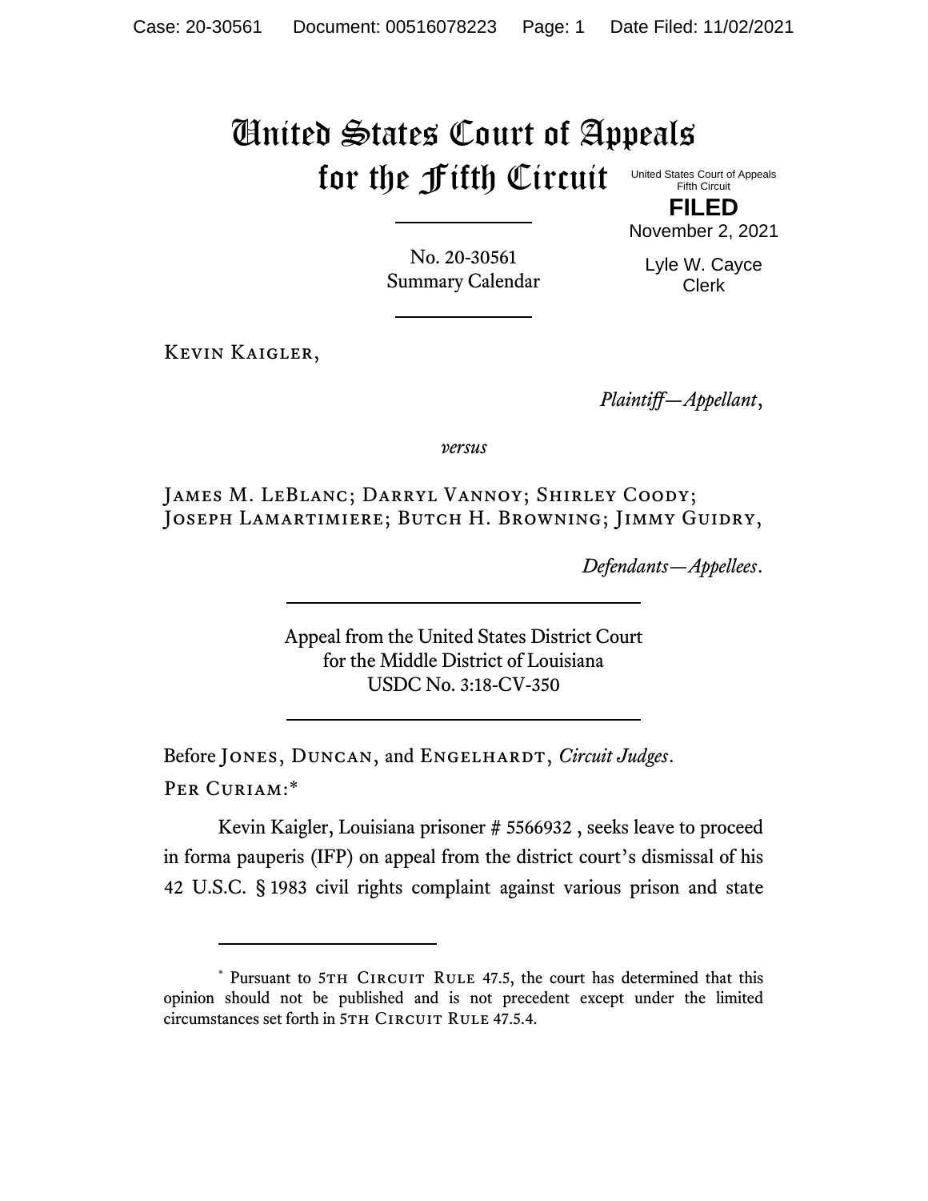# United States Court of Appeals for the Fifth Circuit

United States Court of Appeals
Fifth Circuit

**FILED**

November 2, 2021

Lyle W. Cayce
Clerk

No. 20-30561
Summary Calendar

---

Kevin Kaigler,

*Plaintiff—Appellant*,

*versus*

James M. LeBlanc; Darryl Vannoy; Shirley Coody; Joseph Lamartimiere; Butch H. Browning; Jimmy Guidry,

*Defendants—Appellees*.

---

Appeal from the United States District Court
for the Middle District of Louisiana
USDC No. 3:18-CV-350

---

Before Jones, Duncan, and Engelhardt, *Circuit Judges*.

Per Curiam:*

Kevin Kaigler, Louisiana prisoner # 5566932 , seeks leave to proceed in forma pauperis (IFP) on appeal from the district court's dismissal of his 42 U.S.C. § 1983 civil rights complaint against various prison and state

---

\* Pursuant to 5th Circuit Rule 47.5, the court has determined that this opinion should not be published and is not precedent except under the limited circumstances set forth in 5th Circuit Rule 47.5.4.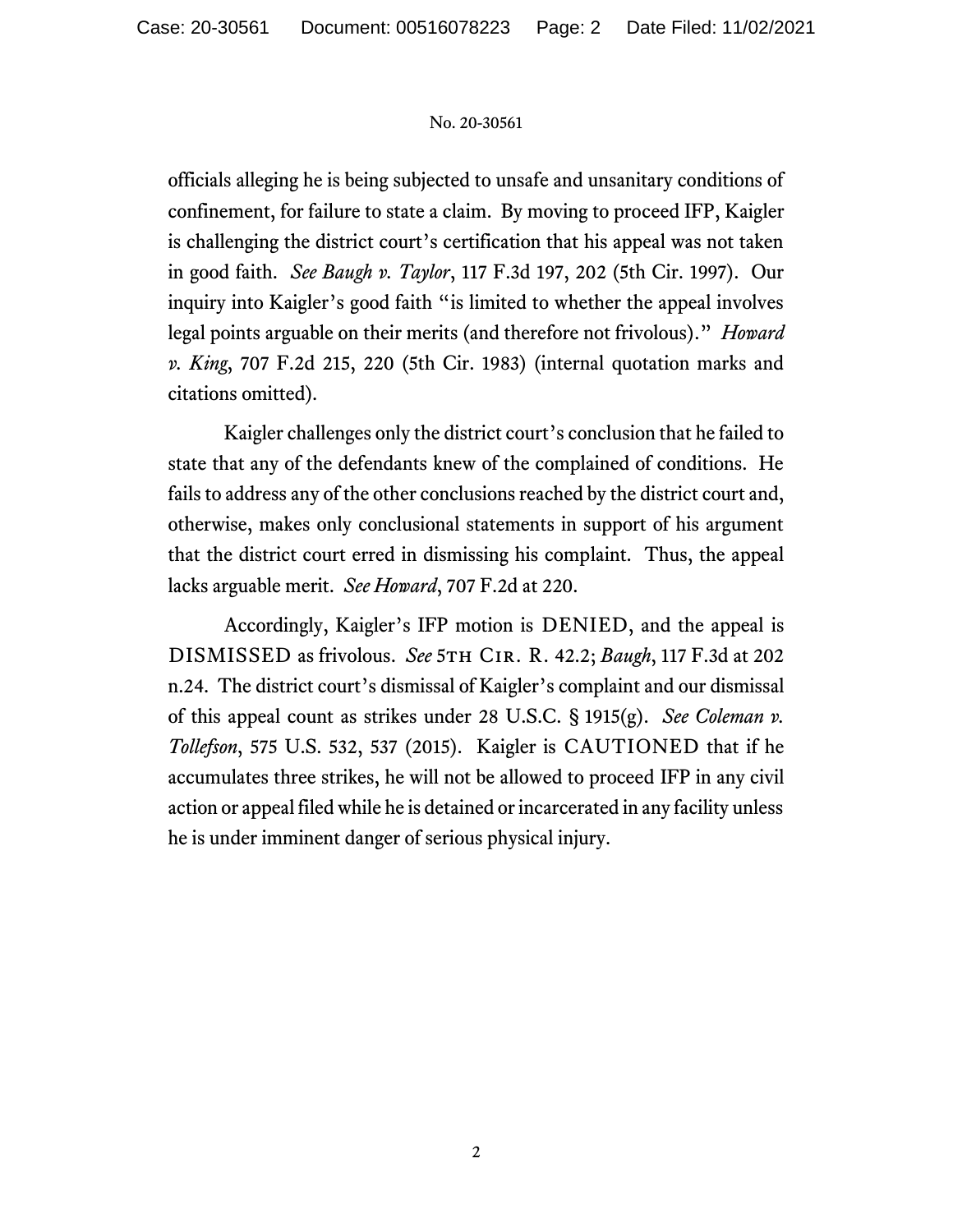officials alleging he is being subjected to unsafe and unsanitary conditions of confinement, for failure to state a claim. By moving to proceed IFP, Kaigler is challenging the district court's certification that his appeal was not taken in good faith. *See Baugh v. Taylor*, 117 F.3d 197, 202 (5th Cir. 1997). Our inquiry into Kaigler's good faith "is limited to whether the appeal involves legal points arguable on their merits (and therefore not frivolous)." *Howard v. King*, 707 F.2d 215, 220 (5th Cir. 1983) (internal quotation marks and citations omitted).

Kaigler challenges only the district court's conclusion that he failed to state that any of the defendants knew of the complained of conditions. He fails to address any of the other conclusions reached by the district court and, otherwise, makes only conclusional statements in support of his argument that the district court erred in dismissing his complaint. Thus, the appeal lacks arguable merit. *See Howard*, 707 F.2d at 220.

Accordingly, Kaigler's IFP motion is DENIED, and the appeal is DISMISSED as frivolous. *See* 5TH CIR. R. 42.2; *Baugh*, 117 F.3d at 202 n.24. The district court's dismissal of Kaigler's complaint and our dismissal of this appeal count as strikes under 28 U.S.C. § 1915(g). *See Coleman v. Tollefson*, 575 U.S. 532, 537 (2015). Kaigler is CAUTIONED that if he accumulates three strikes, he will not be allowed to proceed IFP in any civil action or appeal filed while he is detained or incarcerated in any facility unless he is under imminent danger of serious physical injury.